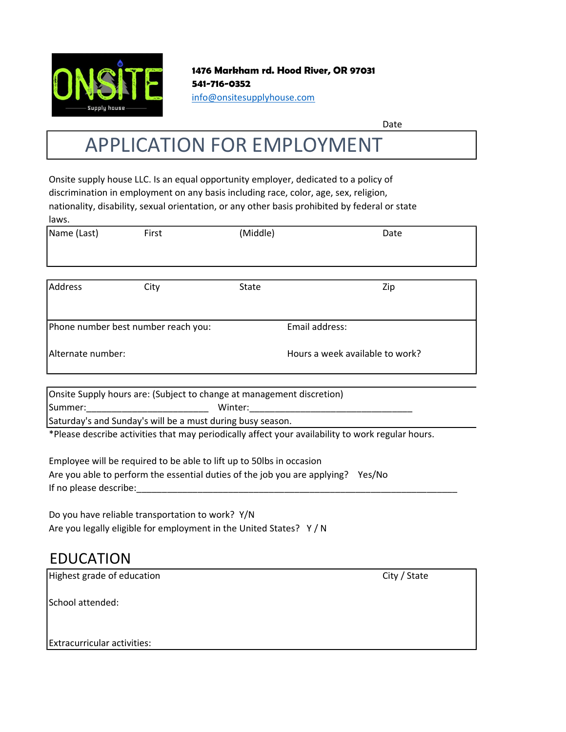**1476 Markham rd. Hood River, OR 97031**
**541-716-0352**
info@onsitesupplyhouse.com

Date

# APPLICATION FOR EMPLOYMENT

Onsite supply house LLC. Is an equal opportunity employer, dedicated to a policy of discrimination in employment on any basis including race, color, age, sex, religion, nationality, disability, sexual orientation, or any other basis prohibited by federal or state laws.

| Name (Last) | First | (Middle) | Date |
|---|---|---|---|
| | | | |

| Address | City | State | Zip |
|---|---|---|---|
| | | | |
| Phone number best number reach you: | | Email address: | |
| Alternate number: | | Hours a week available to work? | |

Onsite Supply hours are: (Subject to change at management discretion)
Summer:_________________________ Winter:_________________________________
Saturday's and Sunday's will be a must during busy season.

*Please describe activities that may periodically affect your availability to work regular hours.

Employee will be required to be able to lift up to 50lbs in occasion
Are you able to perform the essential duties of the job you are applying? Yes/No
If no please describe:_________________________________________________________________

Do you have reliable transportation to work? Y/N
Are you legally eligible for employment in the United States? Y / N

## EDUCATION

| Highest grade of education | City / State |
|---|---|
| School attended: | |
| Extracurricular activities: | |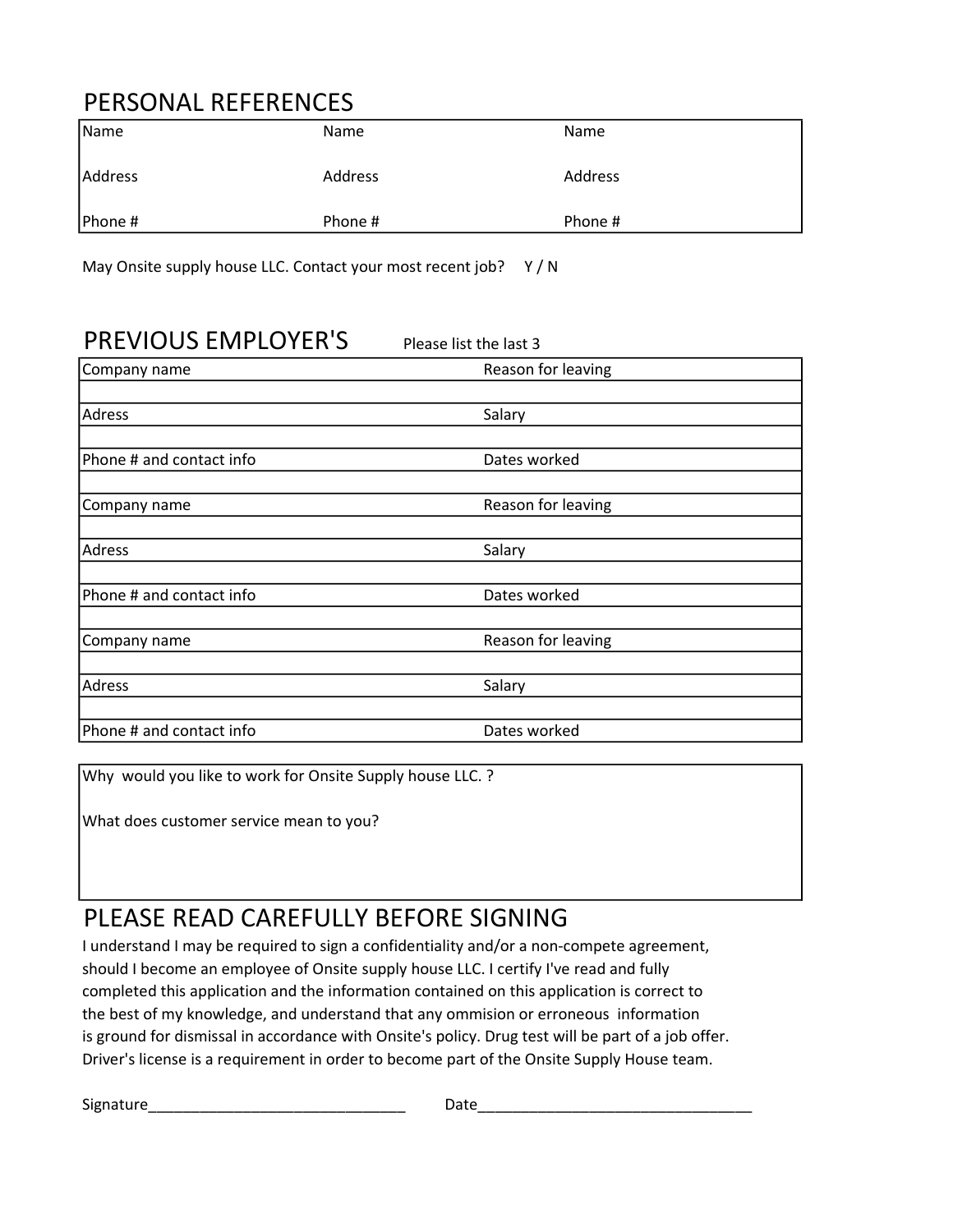## PERSONAL REFERENCES

| | | |
|---|---|---|
| Name | Name | Name |
| Address | Address | Address |
| Phone # | Phone # | Phone # |

May Onsite supply house LLC. Contact your most recent job? Y / N

## PREVIOUS EMPLOYER'S

Please list the last 3

| | |
|---|---|
| Company name | Reason for leaving |
| | |
| Adress | Salary |
| | |
| Phone # and contact info | Dates worked |
| | |
| Company name | Reason for leaving |
| | |
| Adress | Salary |
| | |
| Phone # and contact info | Dates worked |
| | |
| Company name | Reason for leaving |
| | |
| Adress | Salary |
| | |
| Phone # and contact info | Dates worked |

Why would you like to work for Onsite Supply house LLC. ?

What does customer service mean to you?

## PLEASE READ CAREFULLY BEFORE SIGNING

I understand I may be required to sign a confidentiality and/or a non-compete agreement, should I become an employee of Onsite supply house LLC. I certify I've read and fully completed this application and the information contained on this application is correct to the best of my knowledge, and understand that any ommision or erroneous information is ground for dismissal in accordance with Onsite's policy. Drug test will be part of a job offer. Driver's license is a requirement in order to become part of the Onsite Supply House team.

Signature_______________________________ Date________________________________